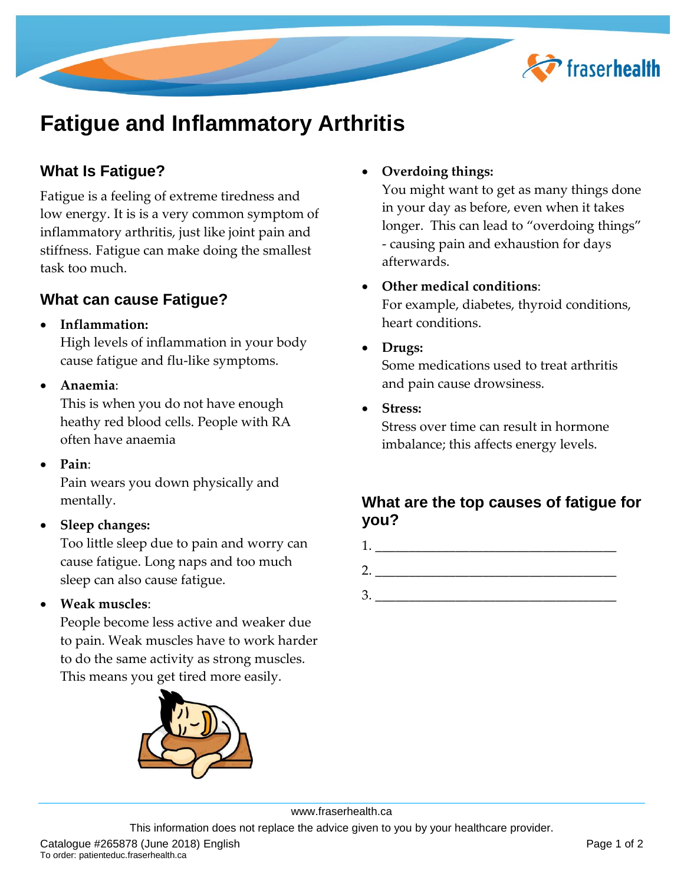# Fatigue and Inflammatory Arthritis

## What Is Fatigue?

Fatigue is a feeling of extreme tiredness and low energy. It is is a very common symptom of inflammatory arthritis, just like joint pain and stiffness. Fatigue can make doing the smallest task too much.

## What can cause Fatigue?

- **Inflammation:**
  High levels of inflammation in your body cause fatigue and flu-like symptoms.
- **Anaemia**:
  This is when you do not have enough heathy red blood cells. People with RA often have anaemia
- **Pain**:
  Pain wears you down physically and mentally.
- **Sleep changes:**
  Too little sleep due to pain and worry can cause fatigue. Long naps and too much sleep can also cause fatigue.
- **Weak muscles**:
  People become less active and weaker due to pain. Weak muscles have to work harder to do the same activity as strong muscles. This means you get tired more easily.
- **Overdoing things:**
  You might want to get as many things done in your day as before, even when it takes longer. This can lead to "overdoing things" - causing pain and exhaustion for days afterwards.
- **Other medical conditions**:
  For example, diabetes, thyroid conditions, heart conditions.
- **Drugs:**
  Some medications used to treat arthritis and pain cause drowsiness.
- **Stress:**
  Stress over time can result in hormone imbalance; this affects energy levels.

## What are the top causes of fatigue for you?

1. ___________________________________
2. ___________________________________
3. ___________________________________

www.fraserhealth.ca

This information does not replace the advice given to you by your healthcare provider.

Catalogue #265878 (June 2018) English
To order: patienteduc.fraserhealth.ca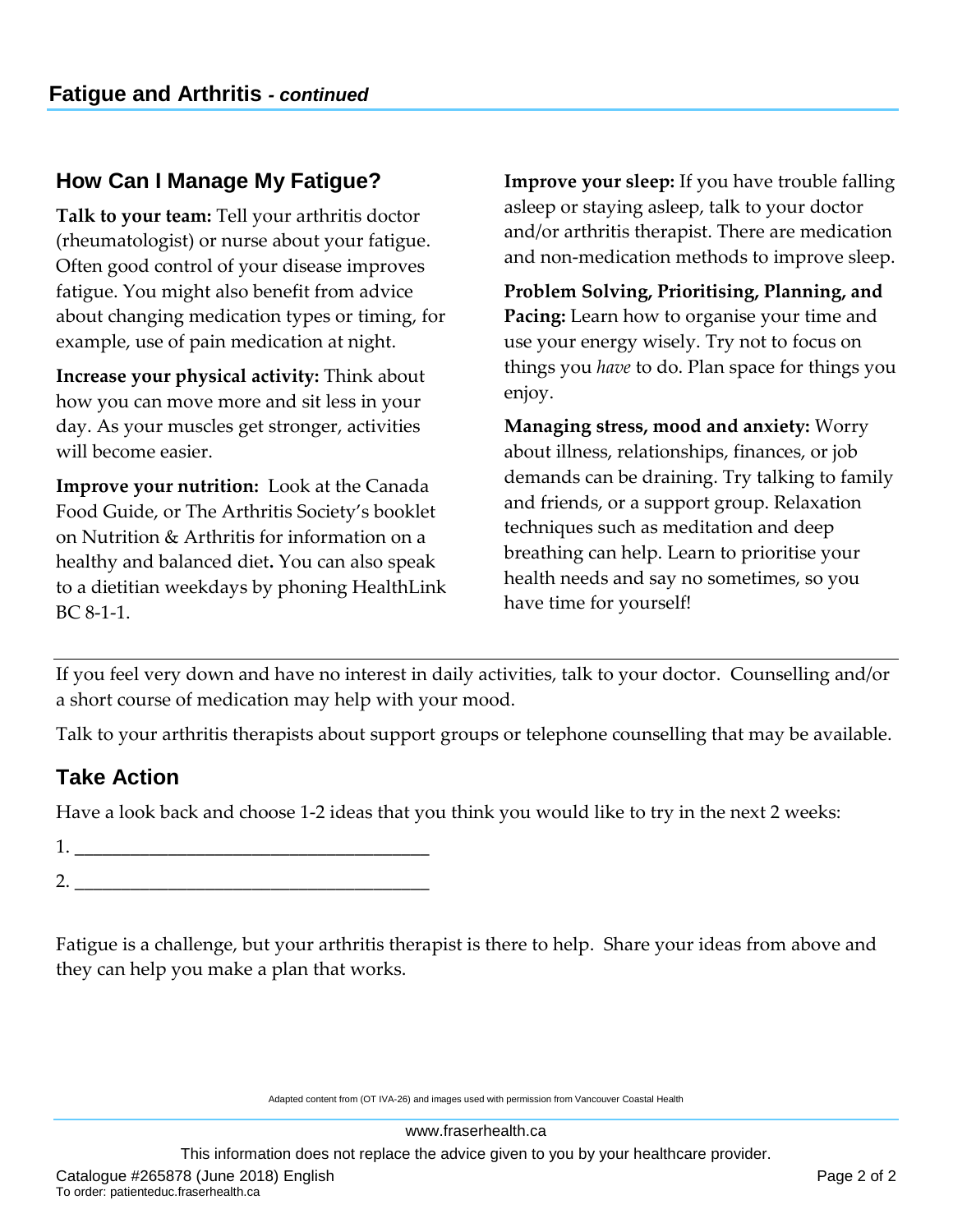## How Can I Manage My Fatigue?

**Talk to your team:** Tell your arthritis doctor (rheumatologist) or nurse about your fatigue. Often good control of your disease improves fatigue. You might also benefit from advice about changing medication types or timing, for example, use of pain medication at night.

**Increase your physical activity:** Think about how you can move more and sit less in your day. As your muscles get stronger, activities will become easier.

**Improve your nutrition:** Look at the Canada Food Guide, or The Arthritis Society's booklet on Nutrition & Arthritis for information on a healthy and balanced diet**.** You can also speak to a dietitian weekdays by phoning HealthLink BC 8-1-1.

**Improve your sleep:** If you have trouble falling asleep or staying asleep, talk to your doctor and/or arthritis therapist. There are medication and non-medication methods to improve sleep.

**Problem Solving, Prioritising, Planning, and Pacing:** Learn how to organise your time and use your energy wisely. Try not to focus on things you *have* to do. Plan space for things you enjoy.

**Managing stress, mood and anxiety:** Worry about illness, relationships, finances, or job demands can be draining. Try talking to family and friends, or a support group. Relaxation techniques such as meditation and deep breathing can help. Learn to prioritise your health needs and say no sometimes, so you have time for yourself!

---

If you feel very down and have no interest in daily activities, talk to your doctor. Counselling and/or a short course of medication may help with your mood.

Talk to your arthritis therapists about support groups or telephone counselling that may be available.

## Take Action

Have a look back and choose 1-2 ideas that you think you would like to try in the next 2 weeks:

1. ____________________________________

2. ____________________________________

Fatigue is a challenge, but your arthritis therapist is there to help. Share your ideas from above and they can help you make a plan that works.

Adapted content from (OT IVA-26) and images used with permission from Vancouver Coastal Health

www.fraserhealth.ca

This information does not replace the advice given to you by your healthcare provider.

Catalogue #265878 (June 2018) English

To order: patienteduc.fraserhealth.ca